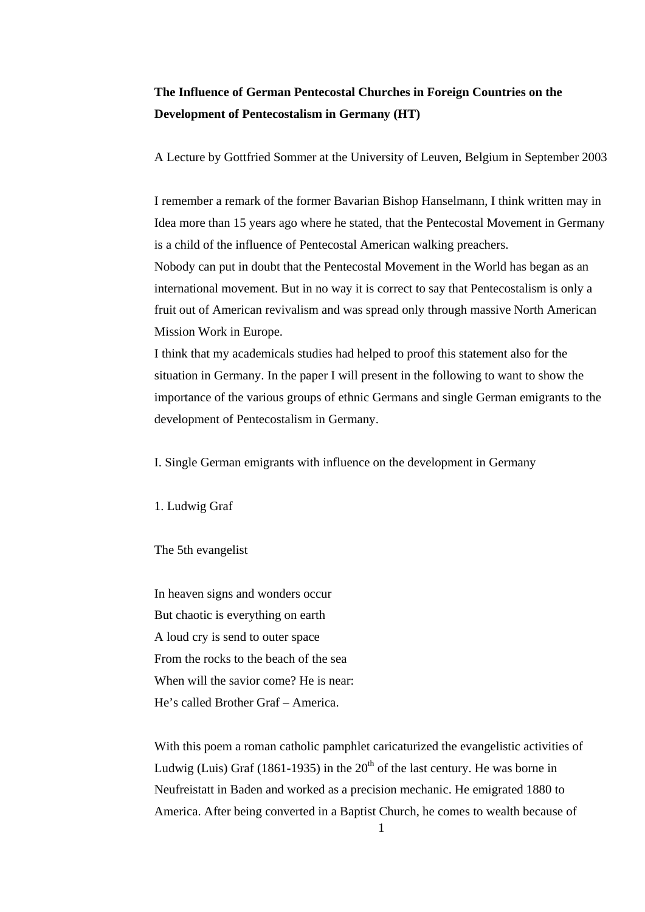**The Influence of German Pentecostal Churches in Foreign Countries on the Development of Pentecostalism in Germany (HT)**

A Lecture by Gottfried Sommer at the University of Leuven, Belgium in September 2003

I remember a remark of the former Bavarian Bishop Hanselmann, I think written may in Idea more than 15 years ago where he stated, that the Pentecostal Movement in Germany is a child of the influence of Pentecostal American walking preachers.
Nobody can put in doubt that the Pentecostal Movement in the World has began as an international movement. But in no way it is correct to say that Pentecostalism is only a fruit out of American revivalism and was spread only through massive North American Mission Work in Europe.
I think that my academicals studies had helped to proof this statement also for the situation in Germany. In the paper I will present in the following to want to show the importance of the various groups of ethnic Germans and single German emigrants to the development of Pentecostalism in Germany.

I. Single German emigrants with influence on the development in Germany

1. Ludwig Graf

The 5th evangelist

In heaven signs and wonders occur
But chaotic is everything on earth
A loud cry is send to outer space
From the rocks to the beach of the sea
When will the savior come? He is near:
He's called Brother Graf – America.

With this poem a roman catholic pamphlet caricaturized the evangelistic activities of Ludwig (Luis) Graf (1861-1935) in the 20th of the last century. He was borne in Neufreistatt in Baden and worked as a precision mechanic. He emigrated 1880 to America. After being converted in a Baptist Church, he comes to wealth because of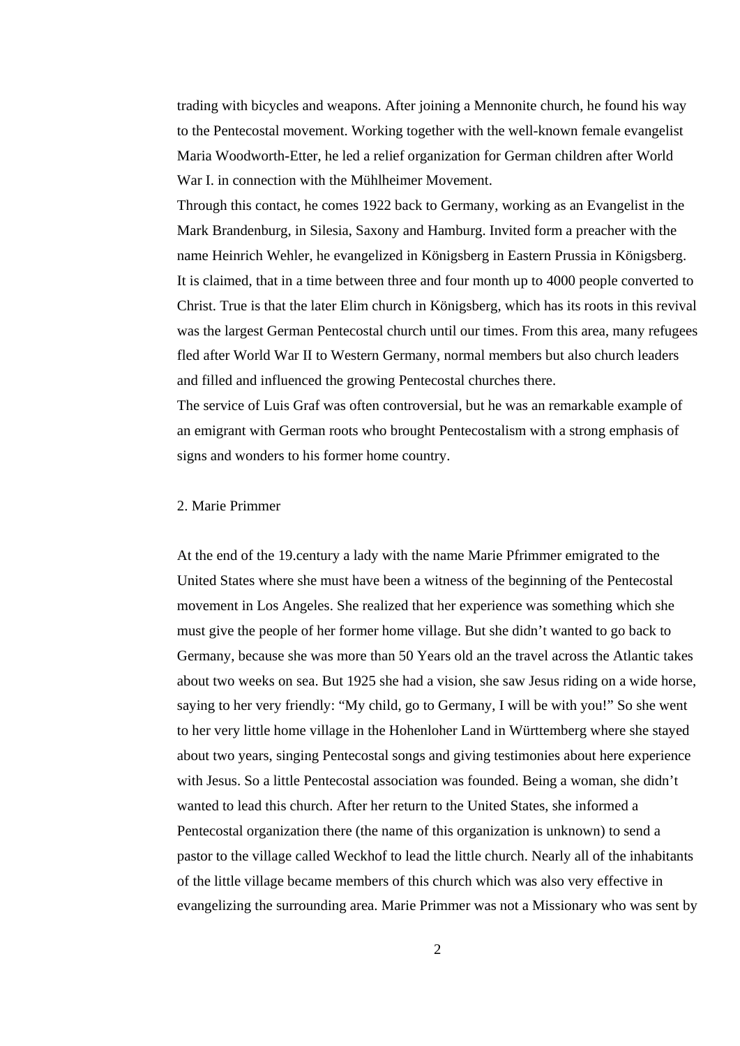trading with bicycles and weapons. After joining a Mennonite church, he found his way to the Pentecostal movement. Working together with the well-known female evangelist Maria Woodworth-Etter, he led a relief organization for German children after World War I. in connection with the Mühlheimer Movement.

Through this contact, he comes 1922 back to Germany, working as an Evangelist in the Mark Brandenburg, in Silesia, Saxony and Hamburg. Invited form a preacher with the name Heinrich Wehler, he evangelized in Königsberg in Eastern Prussia in Königsberg. It is claimed, that in a time between three and four month up to 4000 people converted to Christ. True is that the later Elim church in Königsberg, which has its roots in this revival was the largest German Pentecostal church until our times. From this area, many refugees fled after World War II to Western Germany, normal members but also church leaders and filled and influenced the growing Pentecostal churches there.

The service of Luis Graf was often controversial, but he was an remarkable example of an emigrant with German roots who brought Pentecostalism with a strong emphasis of signs and wonders to his former home country.

## 2. Marie Primmer

At the end of the 19.century a lady with the name Marie Pfrimmer emigrated to the United States where she must have been a witness of the beginning of the Pentecostal movement in Los Angeles. She realized that her experience was something which she must give the people of her former home village. But she didn't wanted to go back to Germany, because she was more than 50 Years old an the travel across the Atlantic takes about two weeks on sea. But 1925 she had a vision, she saw Jesus riding on a wide horse, saying to her very friendly: "My child, go to Germany, I will be with you!" So she went to her very little home village in the Hohenloher Land in Württemberg where she stayed about two years, singing Pentecostal songs and giving testimonies about here experience with Jesus. So a little Pentecostal association was founded. Being a woman, she didn't wanted to lead this church. After her return to the United States, she informed a Pentecostal organization there (the name of this organization is unknown) to send a pastor to the village called Weckhof to lead the little church. Nearly all of the inhabitants of the little village became members of this church which was also very effective in evangelizing the surrounding area. Marie Primmer was not a Missionary who was sent by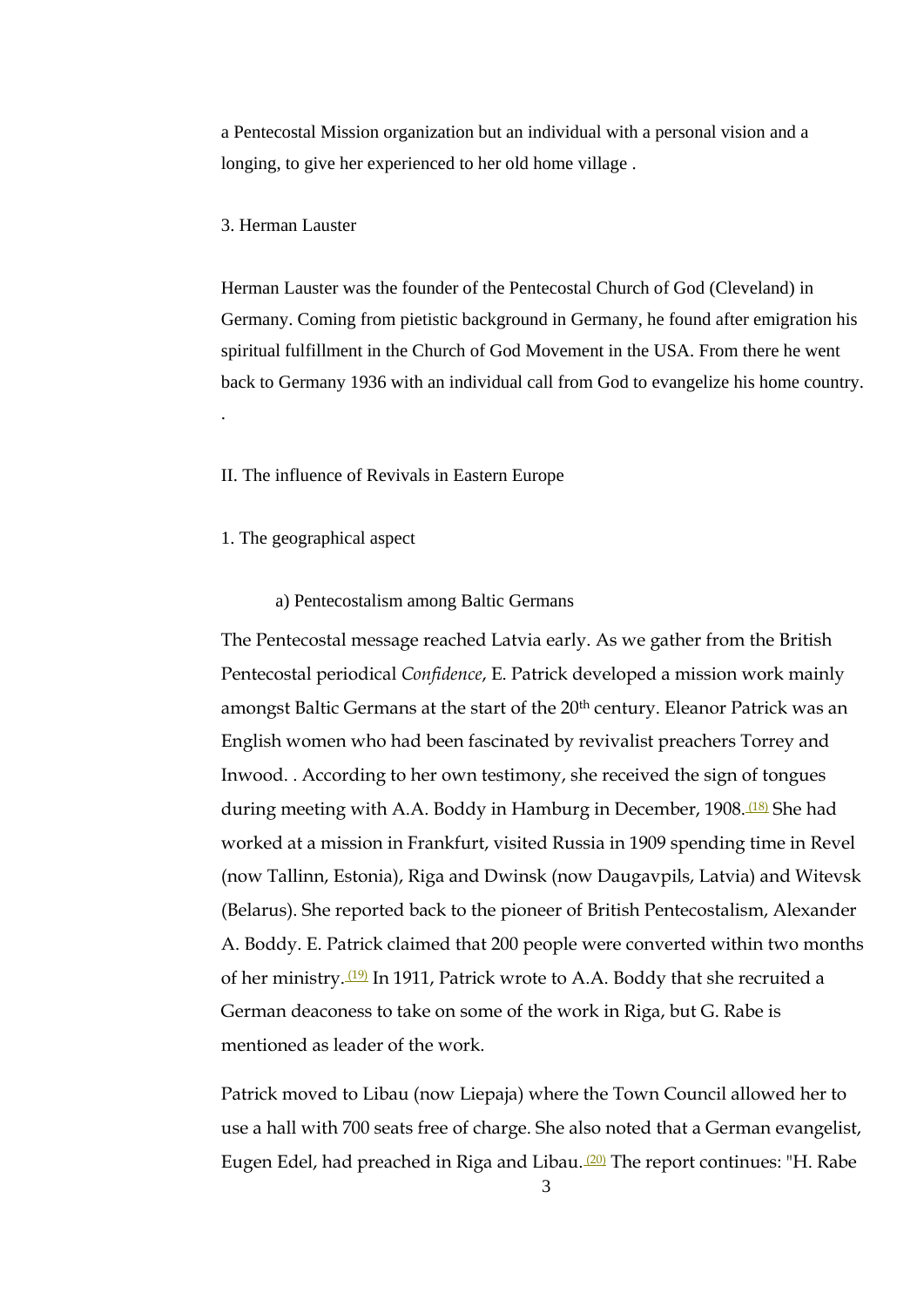a Pentecostal Mission organization but an individual with a personal vision and a longing, to give her experienced to her old home village .

### 3. Herman Lauster

Herman Lauster was the founder of the Pentecostal Church of God (Cleveland) in Germany. Coming from pietistic background in Germany, he found after emigration his spiritual fulfillment in the Church of God Movement in the USA. From there he went back to Germany 1936 with an individual call from God to evangelize his home country.

.

## II. The influence of Revivals in Eastern Europe

### 1. The geographical aspect

#### a) Pentecostalism among Baltic Germans

The Pentecostal message reached Latvia early. As we gather from the British Pentecostal periodical *Confidence*, E. Patrick developed a mission work mainly amongst Baltic Germans at the start of the 20th century. Eleanor Patrick was an English women who had been fascinated by revivalist preachers Torrey and Inwood. . According to her own testimony, she received the sign of tongues during meeting with A.A. Boddy in Hamburg in December, 1908.[(18)] She had worked at a mission in Frankfurt, visited Russia in 1909 spending time in Revel (now Tallinn, Estonia), Riga and Dwinsk (now Daugavpils, Latvia) and Witevsk (Belarus). She reported back to the pioneer of British Pentecostalism, Alexander A. Boddy. E. Patrick claimed that 200 people were converted within two months of her ministry.[(19)] In 1911, Patrick wrote to A.A. Boddy that she recruited a German deaconess to take on some of the work in Riga, but G. Rabe is mentioned as leader of the work.

Patrick moved to Libau (now Liepaja) where the Town Council allowed her to use a hall with 700 seats free of charge. She also noted that a German evangelist, Eugen Edel, had preached in Riga and Libau.[(20)] The report continues: "H. Rabe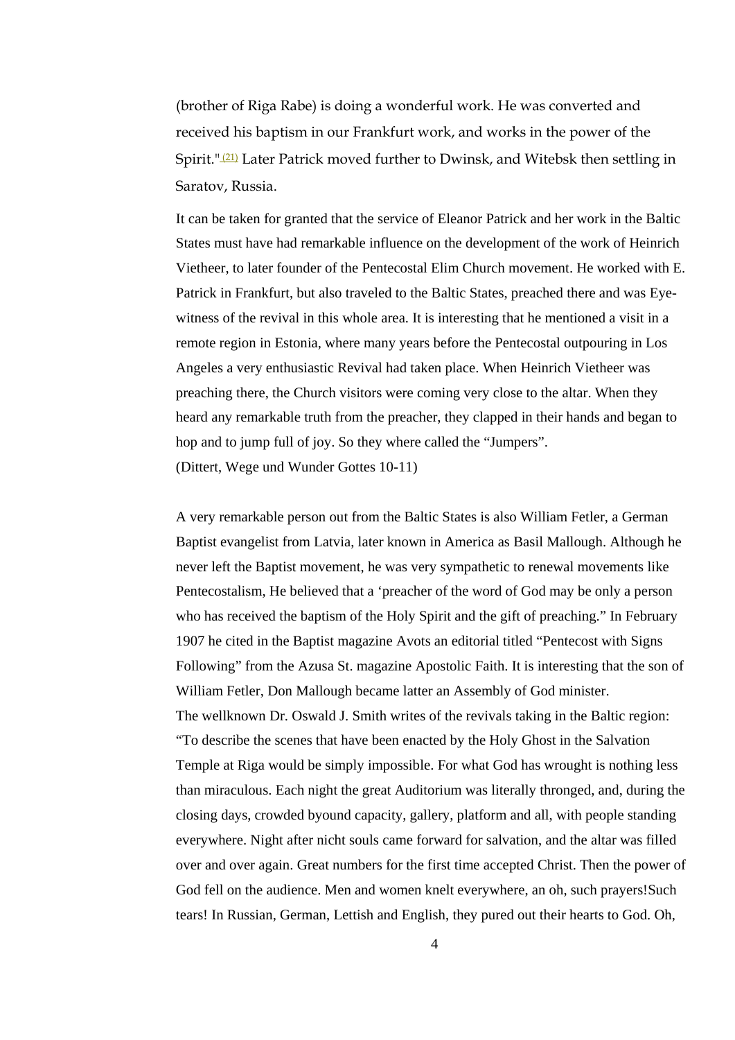(brother of Riga Rabe) is doing a wonderful work. He was converted and received his baptism in our Frankfurt work, and works in the power of the Spirit." [(21)] Later Patrick moved further to Dwinsk, and Witebsk then settling in Saratov, Russia.

It can be taken for granted that the service of Eleanor Patrick and her work in the Baltic States must have had remarkable influence on the development of the work of Heinrich Vietheer, to later founder of the Pentecostal Elim Church movement. He worked with E. Patrick in Frankfurt, but also traveled to the Baltic States, preached there and was Eye-witness of the revival in this whole area. It is interesting that he mentioned a visit in a remote region in Estonia, where many years before the Pentecostal outpouring in Los Angeles a very enthusiastic Revival had taken place. When Heinrich Vietheer was preaching there, the Church visitors were coming very close to the altar. When they heard any remarkable truth from the preacher, they clapped in their hands and began to hop and to jump full of joy. So they where called the "Jumpers".
(Dittert, Wege und Wunder Gottes 10-11)

A very remarkable person out from the Baltic States is also William Fetler, a German Baptist evangelist from Latvia, later known in America as Basil Mallough. Although he never left the Baptist movement, he was very sympathetic to renewal movements like Pentecostalism, He believed that a 'preacher of the word of God may be only a person who has received the baptism of the Holy Spirit and the gift of preaching." In February 1907 he cited in the Baptist magazine Avots an editorial titled "Pentecost with Signs Following" from the Azusa St. magazine Apostolic Faith. It is interesting that the son of William Fetler, Don Mallough became latter an Assembly of God minister.
The wellknown Dr. Oswald J. Smith writes of the revivals taking in the Baltic region: "To describe the scenes that have been enacted by the Holy Ghost in the Salvation Temple at Riga would be simply impossible. For what God has wrought is nothing less than miraculous. Each night the great Auditorium was literally thronged, and, during the closing days, crowded byound capacity, gallery, platform and all, with people standing everywhere. Night after nicht souls came forward for salvation, and the altar was filled over and over again. Great numbers for the first time accepted Christ. Then the power of God fell on the audience. Men and women knelt everywhere, an oh, such prayers!Such tears! In Russian, German, Lettish and English, they pured out their hearts to God. Oh,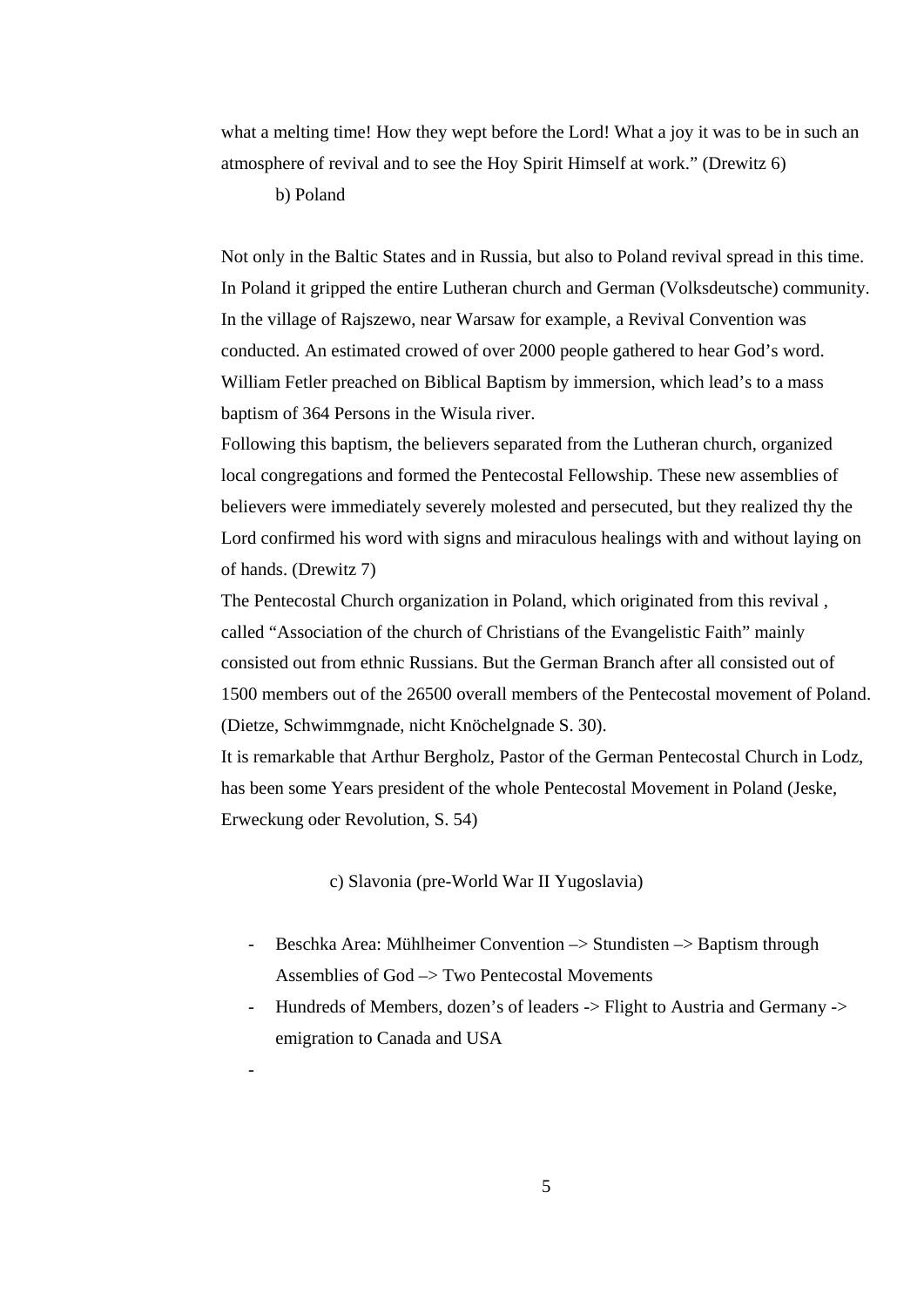what a melting time! How they wept before the Lord! What a joy it was to be in such an atmosphere of revival and to see the Hoy Spirit Himself at work." (Drewitz 6)

b) Poland

Not only in the Baltic States and in Russia, but also to Poland revival spread in this time. In Poland it gripped the entire Lutheran church and German (Volksdeutsche) community. In the village of Rajszewo, near Warsaw for example, a Revival Convention was conducted. An estimated crowed of over 2000 people gathered to hear God's word. William Fetler preached on Biblical Baptism by immersion, which lead's to a mass baptism of 364 Persons in the Wisula river.

Following this baptism, the believers separated from the Lutheran church, organized local congregations and formed the Pentecostal Fellowship. These new assemblies of believers were immediately severely molested and persecuted, but they realized thy the Lord confirmed his word with signs and miraculous healings with and without laying on of hands. (Drewitz 7)

The Pentecostal Church organization in Poland, which originated from this revival , called "Association of the church of Christians of the Evangelistic Faith" mainly consisted out from ethnic Russians. But the German Branch after all consisted out of 1500 members out of the 26500 overall members of the Pentecostal movement of Poland. (Dietze, Schwimmgnade, nicht Knöchelgnade S. 30).

It is remarkable that Arthur Bergholz, Pastor of the German Pentecostal Church in Lodz, has been some Years president of the whole Pentecostal Movement in Poland (Jeske, Erweckung oder Revolution, S. 54)

c) Slavonia (pre-World War II Yugoslavia)

- Beschka Area: Mühlheimer Convention –> Stundisten –> Baptism through Assemblies of God –> Two Pentecostal Movements
- Hundreds of Members, dozen's of leaders -> Flight to Austria and Germany -> emigration to Canada and USA
-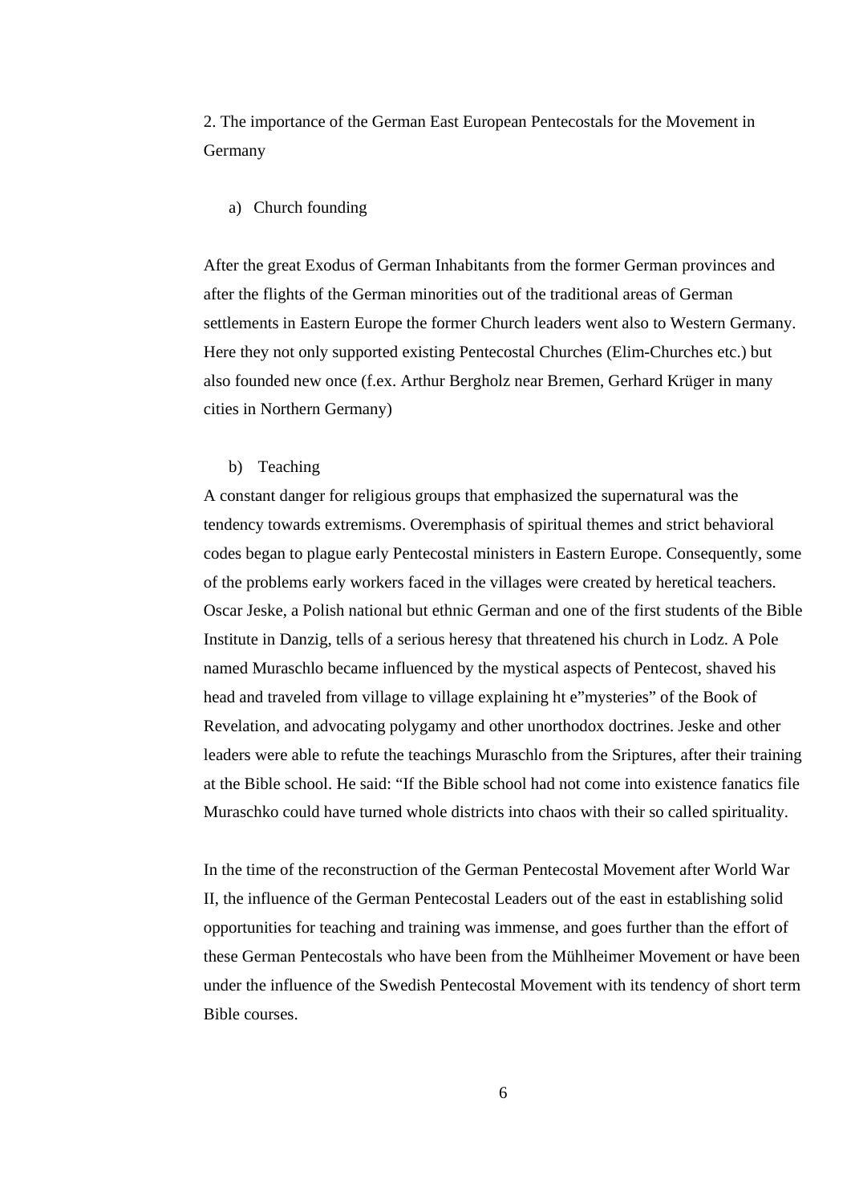2. The importance of the German East European Pentecostals for the Movement in Germany

a) Church founding

After the great Exodus of German Inhabitants from the former German provinces and after the flights of the German minorities out of the traditional areas of German settlements in Eastern Europe the former Church leaders went also to Western Germany. Here they not only supported existing Pentecostal Churches (Elim-Churches etc.) but also founded new once (f.ex. Arthur Bergholz near Bremen, Gerhard Krüger in many cities in Northern Germany)

b) Teaching

A constant danger for religious groups that emphasized the supernatural was the tendency towards extremisms. Overemphasis of spiritual themes and strict behavioral codes began to plague early Pentecostal ministers in Eastern Europe. Consequently, some of the problems early workers faced in the villages were created by heretical teachers. Oscar Jeske, a Polish national but ethnic German and one of the first students of the Bible Institute in Danzig, tells of a serious heresy that threatened his church in Lodz. A Pole named Muraschlo became influenced by the mystical aspects of Pentecost, shaved his head and traveled from village to village explaining ht e"mysteries" of the Book of Revelation, and advocating polygamy and other unorthodox doctrines. Jeske and other leaders were able to refute the teachings Muraschlo from the Sriptures, after their training at the Bible school. He said: "If the Bible school had not come into existence fanatics file Muraschko could have turned whole districts into chaos with their so called spirituality.

In the time of the reconstruction of the German Pentecostal Movement after World War II, the influence of the German Pentecostal Leaders out of the east in establishing solid opportunities for teaching and training was immense, and goes further than the effort of these German Pentecostals who have been from the Mühlheimer Movement or have been under the influence of the Swedish Pentecostal Movement with its tendency of short term Bible courses.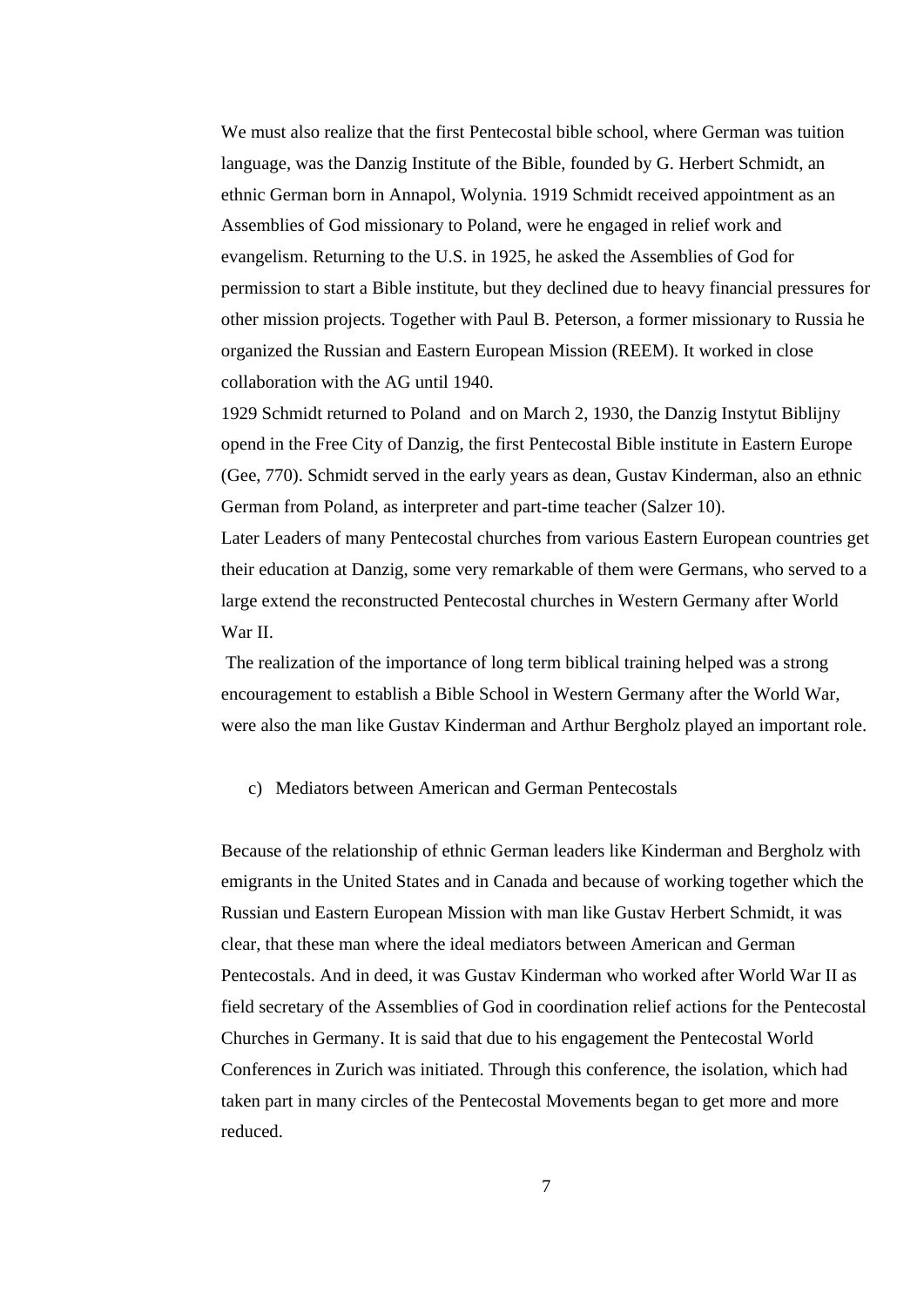We must also realize that the first Pentecostal bible school, where German was tuition language, was the Danzig Institute of the Bible, founded by G. Herbert Schmidt, an ethnic German born in Annapol, Wolynia. 1919 Schmidt received appointment as an Assemblies of God missionary to Poland, were he engaged in relief work and evangelism. Returning to the U.S. in 1925, he asked the Assemblies of God for permission to start a Bible institute, but they declined due to heavy financial pressures for other mission projects. Together with Paul B. Peterson, a former missionary to Russia he organized the Russian and Eastern European Mission (REEM). It worked in close collaboration with the AG until 1940.

1929 Schmidt returned to Poland and on March 2, 1930, the Danzig Instytut Biblijny opend in the Free City of Danzig, the first Pentecostal Bible institute in Eastern Europe (Gee, 770). Schmidt served in the early years as dean, Gustav Kinderman, also an ethnic German from Poland, as interpreter and part-time teacher (Salzer 10).

Later Leaders of many Pentecostal churches from various Eastern European countries get their education at Danzig, some very remarkable of them were Germans, who served to a large extend the reconstructed Pentecostal churches in Western Germany after World War II.

The realization of the importance of long term biblical training helped was a strong encouragement to establish a Bible School in Western Germany after the World War, were also the man like Gustav Kinderman and Arthur Bergholz played an important role.

c) Mediators between American and German Pentecostals

Because of the relationship of ethnic German leaders like Kinderman and Bergholz with emigrants in the United States and in Canada and because of working together which the Russian und Eastern European Mission with man like Gustav Herbert Schmidt, it was clear, that these man where the ideal mediators between American and German Pentecostals. And in deed, it was Gustav Kinderman who worked after World War II as field secretary of the Assemblies of God in coordination relief actions for the Pentecostal Churches in Germany. It is said that due to his engagement the Pentecostal World Conferences in Zurich was initiated. Through this conference, the isolation, which had taken part in many circles of the Pentecostal Movements began to get more and more reduced.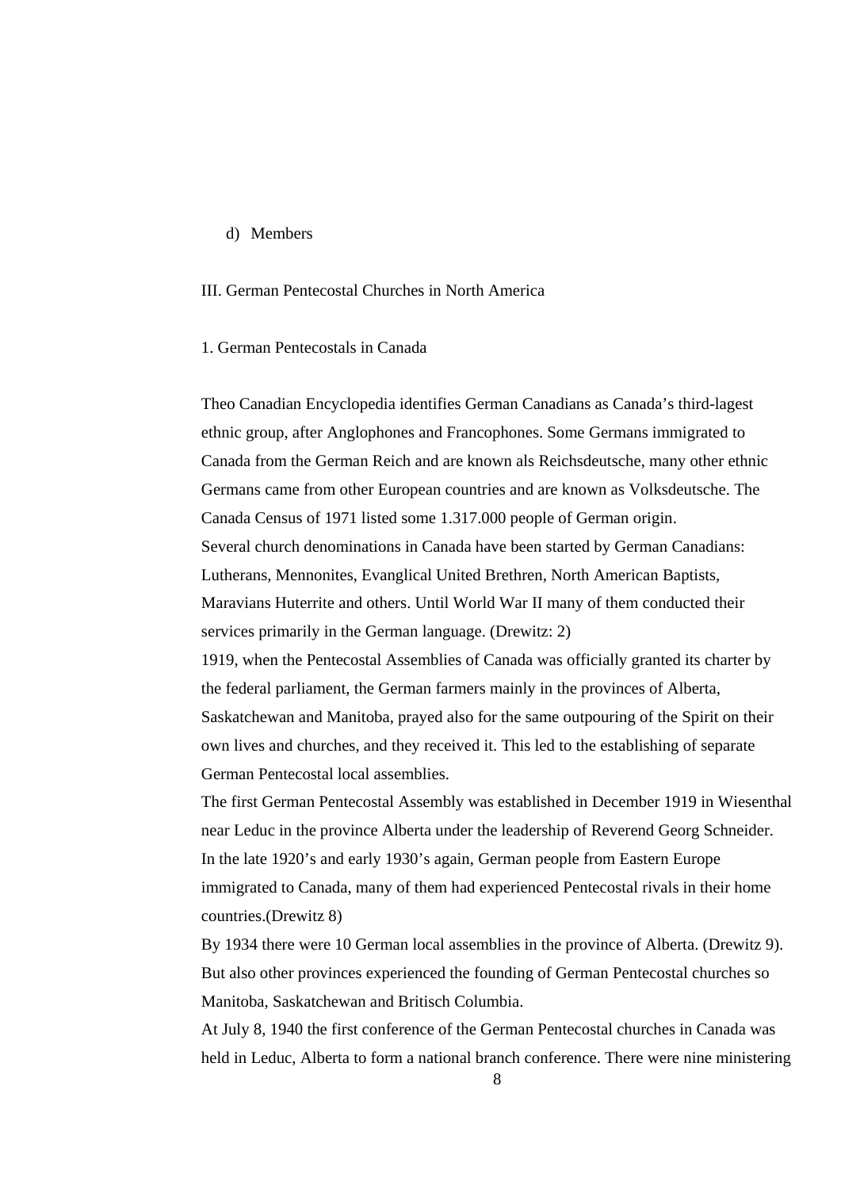d) Members

III. German Pentecostal Churches in North America

1. German Pentecostals in Canada

Theo Canadian Encyclopedia identifies German Canadians as Canada’s third-lagest ethnic group, after Anglophones and Francophones. Some Germans immigrated to Canada from the German Reich and are known als Reichsdeutsche, many other ethnic Germans came from other European countries and are known as Volksdeutsche. The Canada Census of 1971 listed some 1.317.000 people of German origin.
Several church denominations in Canada have been started by German Canadians: Lutherans, Mennonites, Evanglical United Brethren, North American Baptists, Maravians Huterrite and others. Until World War II many of them conducted their services primarily in the German language. (Drewitz: 2)
1919, when the Pentecostal Assemblies of Canada was officially granted its charter by the federal parliament, the German farmers mainly in the provinces of Alberta, Saskatchewan and Manitoba, prayed also for the same outpouring of the Spirit on their own lives and churches, and they received it. This led to the establishing of separate German Pentecostal local assemblies.
The first German Pentecostal Assembly was established in December 1919 in Wiesenthal near Leduc in the province Alberta under the leadership of Reverend Georg Schneider. In the late 1920’s and early 1930’s again, German people from Eastern Europe immigrated to Canada, many of them had experienced Pentecostal rivals in their home countries.(Drewitz 8)
By 1934 there were 10 German local assemblies in the province of Alberta. (Drewitz 9). But also other provinces experienced the founding of German Pentecostal churches so Manitoba, Saskatchewan and Britisch Columbia.
At July 8, 1940 the first conference of the German Pentecostal churches in Canada was held in Leduc, Alberta to form a national branch conference. There were nine ministering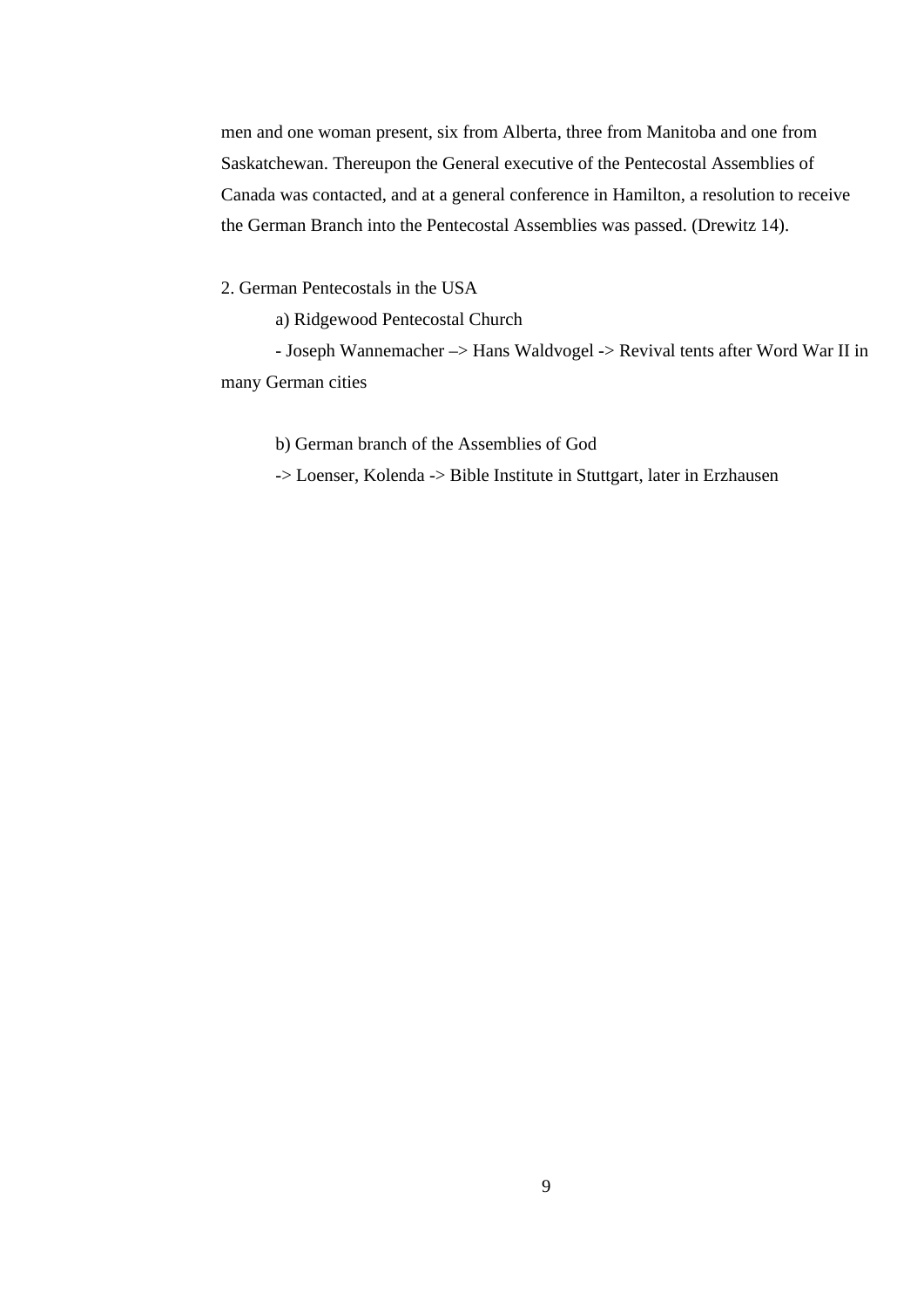men and one woman present, six from Alberta, three from Manitoba and one from Saskatchewan. Thereupon the General executive of the Pentecostal Assemblies of Canada was contacted, and at a general conference in Hamilton, a resolution to receive the German Branch into the Pentecostal Assemblies was passed. (Drewitz 14).

2. German Pentecostals in the USA

a) Ridgewood Pentecostal Church

- Joseph Wannemacher –> Hans Waldvogel -> Revival tents after Word War II in many German cities

b) German branch of the Assemblies of God

-> Loenser, Kolenda -> Bible Institute in Stuttgart, later in Erzhausen